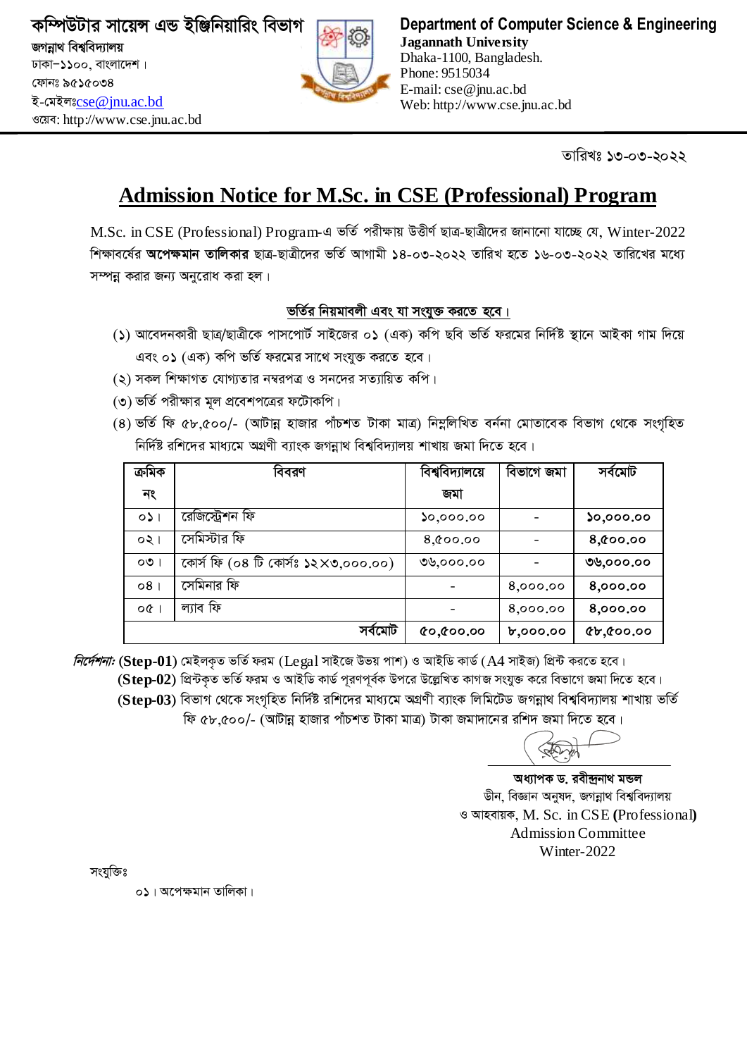**কম্পিউটার সায়েন্স এন্ড ইঞ্জিনিয়ারিং বিভাগ**
**জগন্নাথ বিশ্ববিদ্যালয়**
ঢাকা-১১০০, বাংলাদেশ।
ফোনঃ ৯৫১৫০৩৪
ই-মেইলঃcse@jnu.ac.bd
ওয়েব: http://www.cse.jnu.ac.bd

**Department of Computer Science & Engineering**
**Jagannath University**
Dhaka-1100, Bangladesh.
Phone: 9515034
E-mail: cse@jnu.ac.bd
Web: http://www.cse.jnu.ac.bd

তারিখঃ ১৩-০৩-২০২২

# Admission Notice for M.Sc. in CSE (Professional) Program

M.Sc. in CSE (Professional) Program-এ ভর্তি পরীক্ষায় উত্তীর্ণ ছাত্র-ছাত্রীদের জানানো যাচ্ছে যে, Winter-2022 শিক্ষাবর্ষের **অপেক্ষমান তালিকার** ছাত্র-ছাত্রীদের ভর্তি আগামী ১৪-০৩-২০২২ তারিখ হতে ১৬-০৩-২০২২ তারিখের মধ্যে সম্পন্ন করার জন্য অনুরোধ করা হল।

**ভর্তির নিয়মাবলী এবং যা সংযুক্ত করতে হবে।**

(১) আবেদনকারী ছাত্র/ছাত্রীকে পাসপোর্ট সাইজের ০১ (এক) কপি ছবি ভর্তি ফরমের নির্দিষ্ট স্থানে আইকা গাম দিয়ে এবং ০১ (এক) কপি ভর্তি ফরমের সাথে সংযুক্ত করতে হবে।
(২) সকল শিক্ষাগত যোগ্যতার নম্বরপত্র ও সনদের সত্যায়িত কপি।
(৩) ভর্তি পরীক্ষার মূল প্রবেশপত্রের ফটোকপি।
(৪) ভর্তি ফি ৫৮,৫০০/- (আটান্ন হাজার পাঁচশত টাকা মাত্র) নিম্নলিখিত বর্ননা মোতাবেক বিভাগ থেকে সংগৃহিত নির্দিষ্ট রশিদের মাধ্যমে অগ্রণী ব্যাংক জগন্নাথ বিশ্ববিদ্যালয় শাখায় জমা দিতে হবে।

| ক্রমিক নং | বিবরণ | বিশ্ববিদ্যালয়ে জমা | বিভাগে জমা | সর্বমোট |
|---|---|---|---|---|
| ০১। | রেজিস্ট্রেশন ফি | ১০,০০০.০০ | - | **১০,০০০.০০** |
| ০২। | সেমিস্টার ফি | ৪,৫০০.০০ | - | **৪,৫০০.০০** |
| ০৩। | কোর্স ফি (০৪ টি কোর্সঃ ১২×৩,০০০.০০) | ৩৬,০০০.০০ | - | **৩৬,০০০.০০** |
| ০৪। | সেমিনার ফি | - | ৪,০০০.০০ | **৪,০০০.০০** |
| ০৫। | ল্যাব ফি | - | ৪,০০০.০০ | **৪,০০০.০০** |
| | **সর্বমোট** | **৫০,৫০০.০০** | **৮,০০০.০০** | **৫৮,৫০০.০০** |

*নির্দেশনা:* **(Step-01)** মেইলকৃত ভর্তি ফরম (Legal সাইজে উভয় পাশ) ও আইডি কার্ড (A4 সাইজ) প্রিন্ট করতে হবে।
**(Step-02)** প্রিন্টকৃত ভর্তি ফরম ও আইডি কার্ড পূরণপূর্বক উপরে উল্লেখিত কাগজ সংযুক্ত করে বিভাগে জমা দিতে হবে।
**(Step-03)** বিভাগ থেকে সংগৃহিত নির্দিষ্ট রশিদের মাধ্যমে অগ্রণী ব্যাংক লিমিটেড জগন্নাথ বিশ্ববিদ্যালয় শাখায় ভর্তি ফি ৫৮,৫০০/- (আটান্ন হাজার পাঁচশত টাকা মাত্র) টাকা জমাদানের রশিদ জমা দিতে হবে।

**অধ্যাপক ড. রবীন্দ্রনাথ মন্ডল**
ডীন, বিজ্ঞান অনুষদ, জগন্নাথ বিশ্ববিদ্যালয়
ও আহবায়ক, M. Sc. in CSE **(**Professional**)**
Admission Committee
Winter-2022

সংযুক্তিঃ
০১। অপেক্ষমান তালিকা।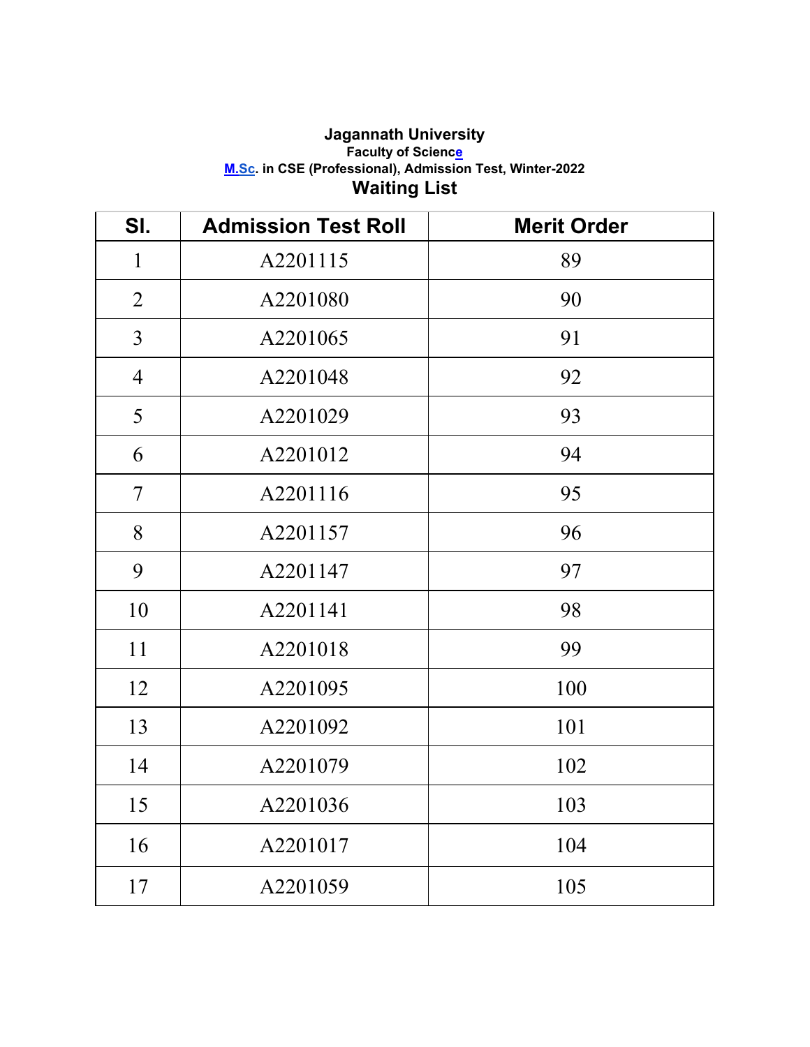# Jagannath University

### Faculty of Science

### M.Sc. in CSE (Professional), Admission Test, Winter-2022

## Waiting List

| Sl. | Admission Test Roll | Merit Order |
|---|---|---|
| 1 | A2201115 | 89 |
| 2 | A2201080 | 90 |
| 3 | A2201065 | 91 |
| 4 | A2201048 | 92 |
| 5 | A2201029 | 93 |
| 6 | A2201012 | 94 |
| 7 | A2201116 | 95 |
| 8 | A2201157 | 96 |
| 9 | A2201147 | 97 |
| 10 | A2201141 | 98 |
| 11 | A2201018 | 99 |
| 12 | A2201095 | 100 |
| 13 | A2201092 | 101 |
| 14 | A2201079 | 102 |
| 15 | A2201036 | 103 |
| 16 | A2201017 | 104 |
| 17 | A2201059 | 105 |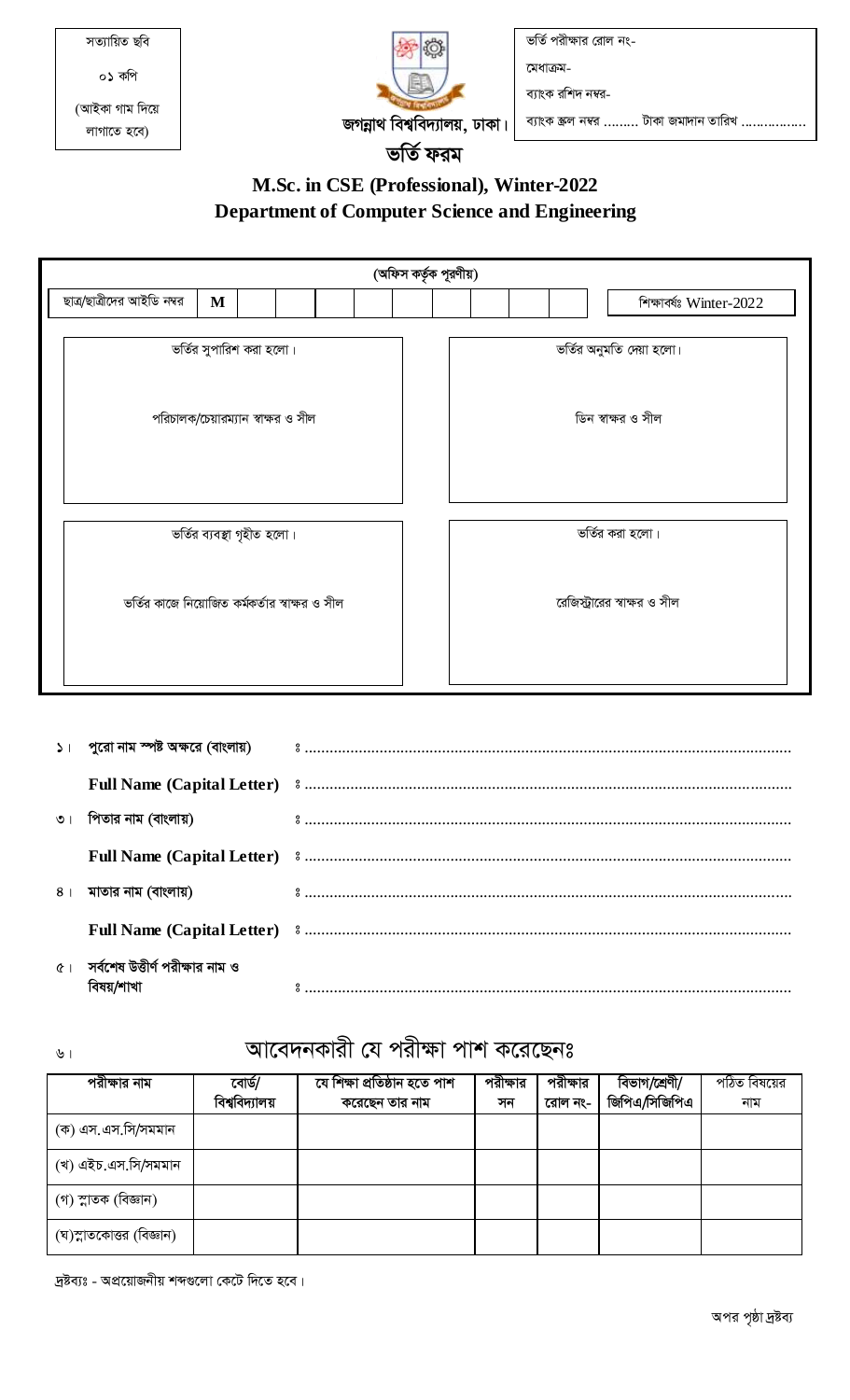সত্যায়িত ছবি

০১ কপি

(আইকা গাম দিয়ে লাগাতে হবে)

জগন্নাথ বিশ্ববিদ্যালয়, ঢাকা।

ভর্তি পরীক্ষার রোল নং-

মেধাক্রম-

ব্যাংক রশিদ নম্বর-

ব্যাংক স্ক্রল নম্বর ......... টাকা জমাদান তারিখ ................

# ভর্তি ফরম

## M.Sc. in CSE (Professional), Winter-2022
## Department of Computer Science and Engineering

(অফিস কর্তৃক পূরণীয়)

| ছাত্র/ছাত্রীদের আইডি নম্বর | M | | | | | | | | | | | | শিক্ষাবর্ষঃ Winter-2022 |
|---|---|---|---|---|---|---|---|---|---|---|---|---|---|

| | |
|---|---|
| ভর্তির সুপারিশ করা হলো।<br><br>পরিচালক/চেয়ারম্যান স্বাক্ষর ও সীল | ভর্তির অনুমতি দেয়া হলো।<br><br>ডিন স্বাক্ষর ও সীল |
| ভর্তির ব্যবস্থা গৃহীত হলো।<br><br>ভর্তির কাজে নিয়োজিত কর্মকর্তার স্বাক্ষর ও সীল | ভর্তি করা হলো।<br><br>রেজিস্ট্রারের স্বাক্ষর ও সীল |

১। **পুরো নাম স্পষ্ট অক্ষরে (বাংলায়)** ঃ ..................................................................................................................

**Full Name (Capital Letter)** ঃ ..................................................................................................................

৩। **পিতার নাম (বাংলায়)** ঃ ..................................................................................................................

**Full Name (Capital Letter)** ঃ ..................................................................................................................

৪। **মাতার নাম (বাংলায়)** ঃ ..................................................................................................................

**Full Name (Capital Letter)** ঃ ..................................................................................................................

৫। **সর্বশেষ উত্তীর্ণ পরীক্ষার নাম ও বিষয়/শাখা** ঃ ..................................................................................................................

৬। 

## আবেদনকারী যে পরীক্ষা পাশ করেছেনঃ

| পরীক্ষার নাম | বোর্ড/ বিশ্ববিদ্যালয় | যে শিক্ষা প্রতিষ্ঠান হতে পাশ করেছেন তার নাম | পরীক্ষার সন | পরীক্ষার রোল নং- | বিভাগ/শ্রেণী/ জিপিএ/সিজিপিএ | পঠিত বিষয়ের নাম |
|---|---|---|---|---|---|---|
| (ক) এস.এস.সি/সমমান | | | | | | |
| (খ) এইচ.এস.সি/সমমান | | | | | | |
| (গ) স্নাতক (বিজ্ঞান) | | | | | | |
| (ঘ)স্নাতকোত্তর (বিজ্ঞান) | | | | | | |

দ্রষ্টব্যঃ - অপ্রয়োজনীয় শব্দগুলো কেটে দিতে হবে।

অপর পৃষ্ঠা দ্রষ্টব্য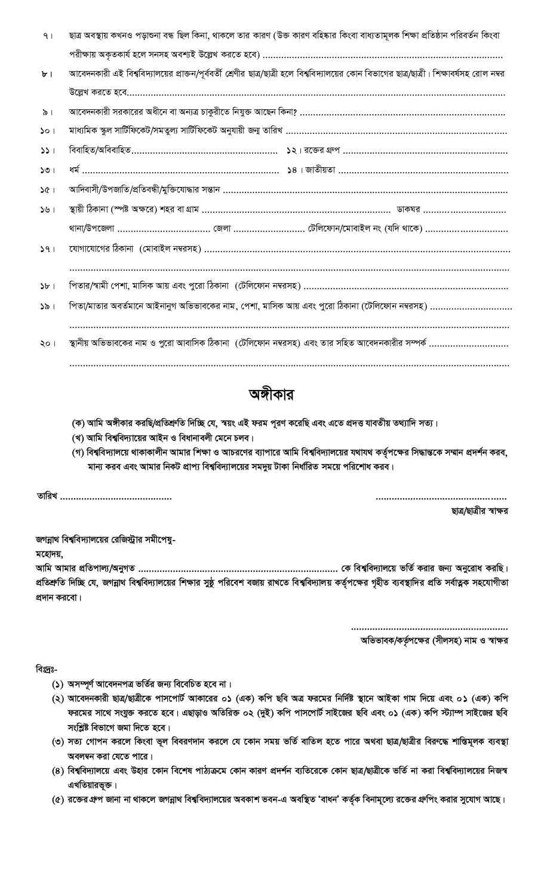৭। ছাত্র অবস্থায় কখনও পড়াশুনা বন্ধ ছিল কিনা, থাকলে তার কারণ (উক্ত কারণ বহিষ্কার কিংবা বাধ্যতামূলক শিক্ষা প্রতিষ্ঠান পরিবর্তন কিংবা পরীক্ষায় অকৃতকার্য হলে সনসহ অবশ্যই উল্লেখ করতে হবে) ..........................................................................................................

৮। আবেদনকারী এই বিশ্ববিদ্যালয়ের প্রাক্তন/পূর্ববর্তী শ্রেণীর ছাত্র/ছাত্রী হলে বিশ্ববিদ্যালয়ের কোন বিভাগের ছাত্র/ছাত্রী। শিক্ষাবর্ষসহ রোল নম্বর উল্লেখ করতে হবে..........................................................................................................

৯। আবেদনকারী সরকারের অধীনে বা অন্যত্র চাকুরীতে নিযুক্ত আছেন কিনা? ..........................................................................................................

১০। মাধ্যমিক স্কুল সার্টিফিকেট/সমতুল্য সার্টিফিকেট অনুযায়ী জন্ম তারিখ ..........................................................................................................

১১। বিবাহিত/অবিবাহিত.......................................................... ১২। রক্তের গ্রুপ ..........................................................

১৩। ধর্ম .......................................................... ১৪। জাতীয়তা ..........................................................

১৫। আদিবাসী/উপজাতি/প্রতিবন্ধী/মুক্তিযোদ্ধার সন্তান ..........................................................................................................

১৬। স্থায়ী ঠিকানা (স্পষ্ট অক্ষরে) শহর বা গ্রাম .......................................................... ডাকঘর ..........................

থানা/উপজেলা ................................... জেলা ........................... টেলিফোন/মোবাইল নং (যদি থাকে) ..............................

১৭। যোগাযোগের ঠিকানা (মোবাইল নম্বরসহ) ..........................................................................................................

..........................................................................................................

১৮। পিতার/স্বামী পেশা, মাসিক আয় এবং পুরো ঠিকানা (টেলিফোন নম্বরসহ) ..........................................................................................................

১৯। পিতা/মাতার অবর্তমানে আইনানুগ অভিভাবকের নাম, পেশা, মাসিক আয় এবং পুরো ঠিকানা (টেলিফোন নম্বরসহ) ..............................

..........................................................................................................

২০। স্থানীয় অভিভাবকের নাম ও পুরো আবাসিক ঠিকানা (টেলিফোন নম্বরসহ) এবং তার সহিত আবেদনকারীর সম্পর্ক ..............................

..........................................................................................................

## অঙ্গীকার

**(ক) আমি অঙ্গীকার করছি/প্রতিশ্রুতি দিচ্ছি যে, স্বয়ং এই ফরম পূরণ করেছি এবং এতে প্রদত্ত যাবতীয় তথ্যাদি সত্য।**

**(খ) আমি বিশ্ববিদ্যায়ের আইন ও বিধানাবলী মেনে চলব।**

**(গ) বিশ্ববিদ্যালয়ে থাকাকালীন আমার শিক্ষা ও আচরণের ব্যাপারে আমি বিশ্ববিদ্যালয়ের যথাযথ কর্তৃপক্ষের সিদ্ধান্তকে সম্মান প্রদর্শন করব, মান্য করব এবং আমার নিকট প্রাপ্য বিশ্ববিদ্যালয়ের সমুদয় টাকা নির্ধারিত সময়ে পরিশোধ করব।**

**তারিখ** ..........................................

..................................................
**ছাত্র/ছাত্রীর স্বাক্ষর**

**জগন্নাথ বিশ্ববিদ্যালয়ের রেজিস্ট্রার সমীপেষু-**

**মহোদয়,**

**আমি আমার প্রতিপাল্য/অনুগত .......................................................................... কে বিশ্ববিদ্যালয়ে ভর্তি করার জন্য অনুরোধ করছি। প্রতিশ্রুতি দিচ্ছি যে, জগন্নাথ বিশ্ববিদ্যালয়ের শিক্ষার সুষ্ঠ পরিবেশ বজায় রাখতে বিশ্ববিদ্যালয় কর্তৃপক্ষের গৃহীত ব্যবস্থাদির প্রতি সর্বাত্মক সহযোগীতা প্রদান করবো।**

..........................................................
**অভিভাবক/কর্তৃপক্ষের (সীলসহ) নাম ও স্বাক্ষর**

**বিঃদ্রঃ-**

**(১) অসম্পূর্ণ আবেদনপত্র ভর্তির জন্য বিবেচিত হবে না।**

**(২) আবেদনকারী ছাত্র/ছাত্রীকে পাসপোর্ট আকারের ০১ (এক) কপি ছবি অত্র ফরমের নির্দিষ্ট স্থানে আইকা গাম দিয়ে এবং ০১ (এক) কপি ফরমের সাথে সংযুক্ত করতে হবে। এছাড়াও অতিরিক্ত ০২ (দুই) কপি পাসপোর্ট সাইজের ছবি এবং ০১ (এক) কপি স্ট্যাম্প সাইজের ছবি সংশ্লিষ্ট বিভাগে জমা দিতে হবে।**

**(৩) সত্য গোপন করলে কিংবা ভুল বিবরণদান করলে যে কোন সময় ভর্তি বাতিল হতে পারে অথবা ছাত্র/ছাত্রীর বিরুদ্ধে শাস্তিমূলক ব্যবস্থা অবলম্বন করা যেতে পারে।**

**(৪) বিশ্ববিদ্যালয়ে এবং উহার কোন বিশেষ পাঠ্যক্রমে কোন কারণ প্রদর্শন ব্যতিরেকে কোন ছাত্র/ছাত্রীকে ভর্তি না করা বিশ্ববিদ্যালয়ের নিজস্ব এখতিয়ারভূক্ত।**

**(৫) রক্তের গ্রুপ জানা না থাকলে জগন্নাথ বিশ্ববিদ্যালয়ের অবকাশ ভবন-এ অবস্থিত 'বাধন' কর্তৃক বিনামূল্যে রক্তের গ্রুপিং করার সুযোগ আছে।**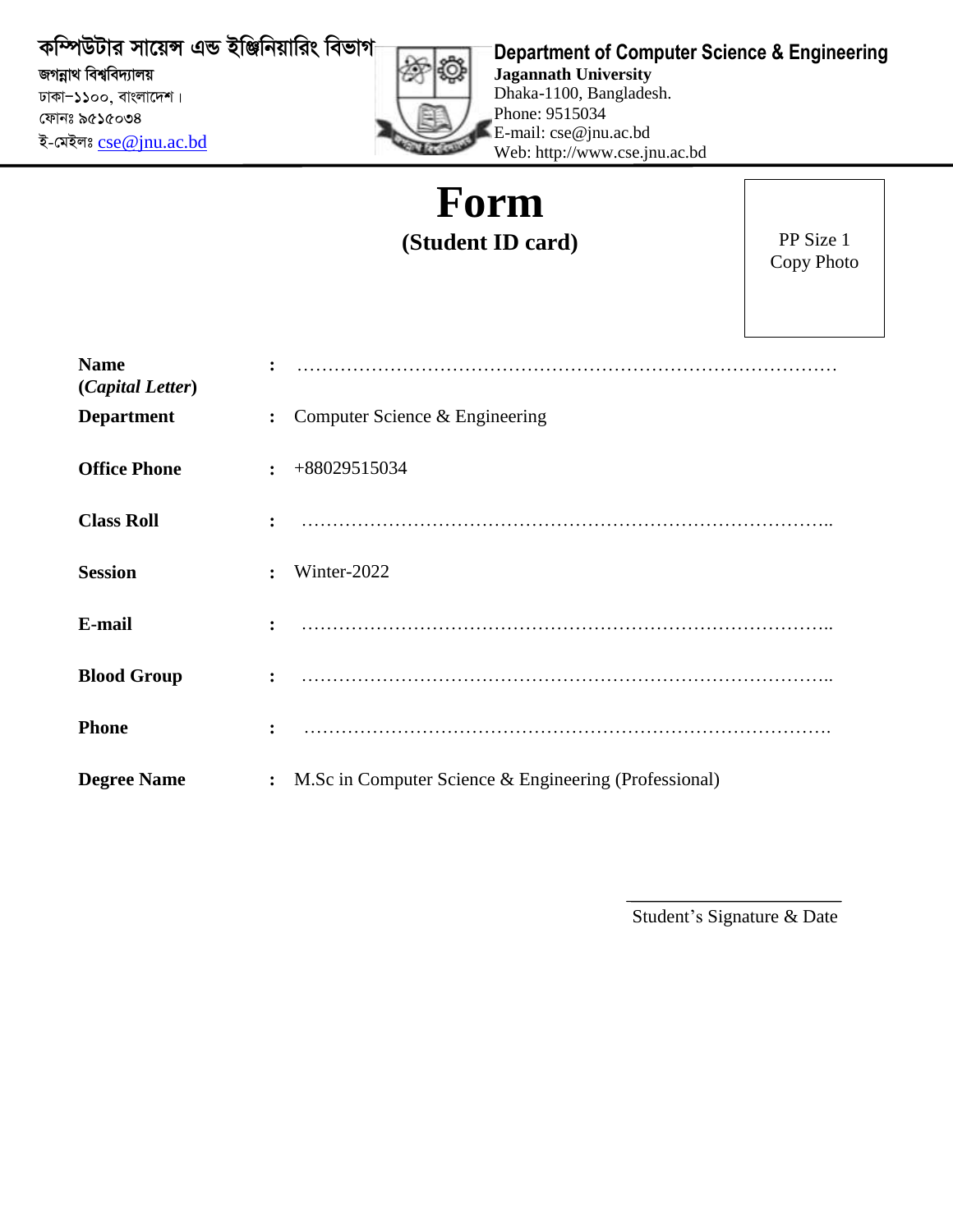কম্পিউটার সায়েন্স এন্ড ইঞ্জিনিয়ারিং বিভাগ
জগন্নাথ বিশ্ববিদ্যালয়
ঢাকা–১১০০, বাংলাদেশ।
ফোনঃ ৯৫১৫০৩৪
ই-মেইলঃ cse@jnu.ac.bd

**Department of Computer Science & Engineering**
**Jagannath University**
Dhaka-1100, Bangladesh.
Phone: 9515034
E-mail: cse@jnu.ac.bd
Web: http://www.cse.jnu.ac.bd

# Form

## (Student ID card)

PP Size 1 Copy Photo

| | | |
|---|---|---|
| **Name (*Capital Letter*)** | **:** | ………………………………………………………………………… |
| **Department** | **:** | Computer Science & Engineering |
| **Office Phone** | **:** | +88029515034 |
| **Class Roll** | **:** | ……………………………………………………………………….. |
| **Session** | **:** | Winter-2022 |
| **E-mail** | **:** | ……………………………………………………………………….. |
| **Blood Group** | **:** | ……………………………………………………………………….. |
| **Phone** | **:** | ………………………………………………………………………. |
| **Degree Name** | **:** | M.Sc in Computer Science & Engineering (Professional) |

\_\_\_\_\_\_\_\_\_\_\_\_\_\_\_\_\_\_\_\_\_\_\_\_
Student's Signature & Date